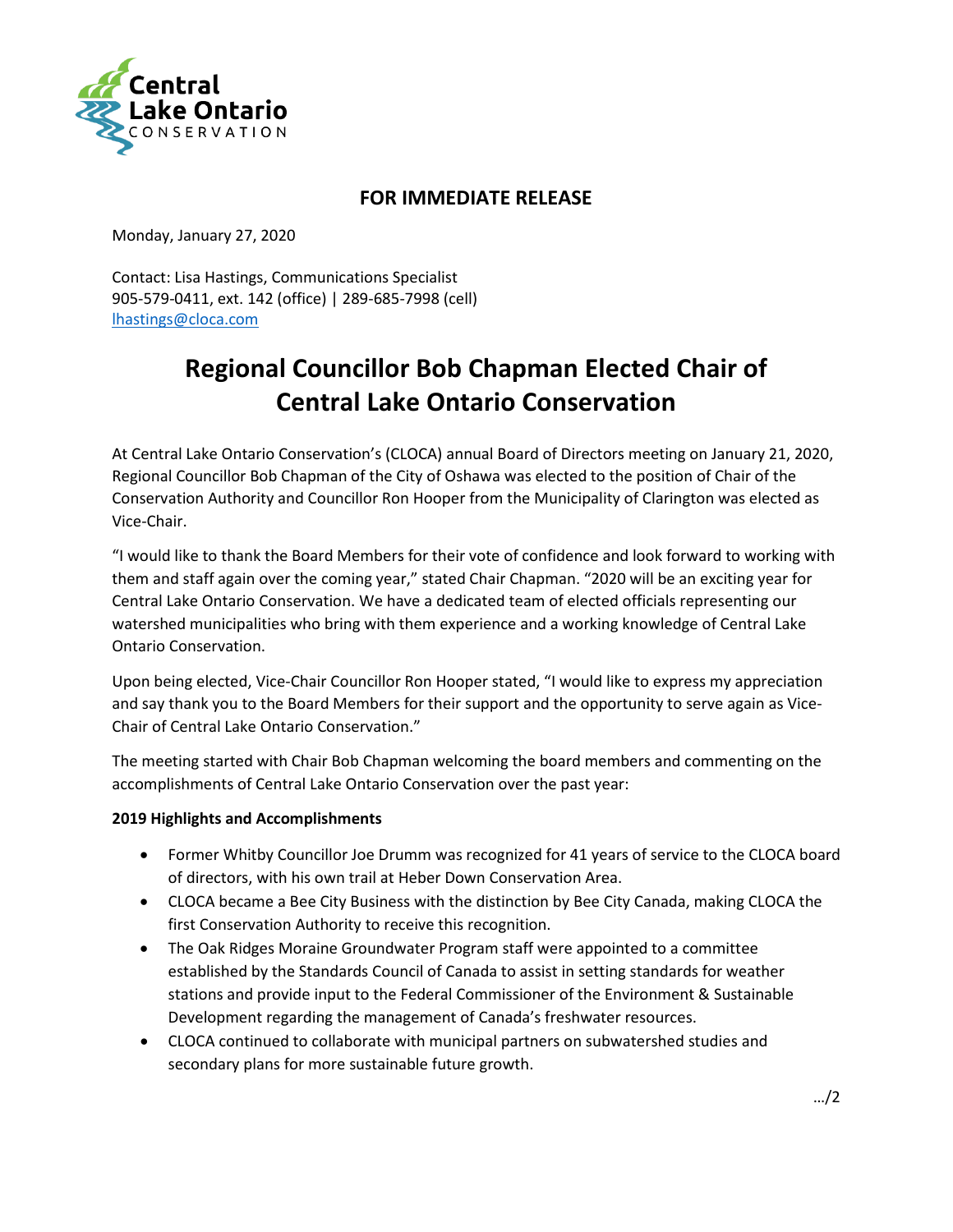Central Lake Ontario CONSERVATION

**FOR IMMEDIATE RELEASE**

Monday, January 27, 2020

Contact: Lisa Hastings, Communications Specialist
905-579-0411, ext. 142 (office) | 289-685-7998 (cell)
lhastings@cloca.com

# Regional Councillor Bob Chapman Elected Chair of Central Lake Ontario Conservation

At Central Lake Ontario Conservation's (CLOCA) annual Board of Directors meeting on January 21, 2020, Regional Councillor Bob Chapman of the City of Oshawa was elected to the position of Chair of the Conservation Authority and Councillor Ron Hooper from the Municipality of Clarington was elected as Vice-Chair.

"I would like to thank the Board Members for their vote of confidence and look forward to working with them and staff again over the coming year," stated Chair Chapman. "2020 will be an exciting year for Central Lake Ontario Conservation. We have a dedicated team of elected officials representing our watershed municipalities who bring with them experience and a working knowledge of Central Lake Ontario Conservation.

Upon being elected, Vice-Chair Councillor Ron Hooper stated, "I would like to express my appreciation and say thank you to the Board Members for their support and the opportunity to serve again as Vice-Chair of Central Lake Ontario Conservation."

The meeting started with Chair Bob Chapman welcoming the board members and commenting on the accomplishments of Central Lake Ontario Conservation over the past year:

**2019 Highlights and Accomplishments**

- Former Whitby Councillor Joe Drumm was recognized for 41 years of service to the CLOCA board of directors, with his own trail at Heber Down Conservation Area.
- CLOCA became a Bee City Business with the distinction by Bee City Canada, making CLOCA the first Conservation Authority to receive this recognition.
- The Oak Ridges Moraine Groundwater Program staff were appointed to a committee established by the Standards Council of Canada to assist in setting standards for weather stations and provide input to the Federal Commissioner of the Environment & Sustainable Development regarding the management of Canada's freshwater resources.
- CLOCA continued to collaborate with municipal partners on subwatershed studies and secondary plans for more sustainable future growth.

…/2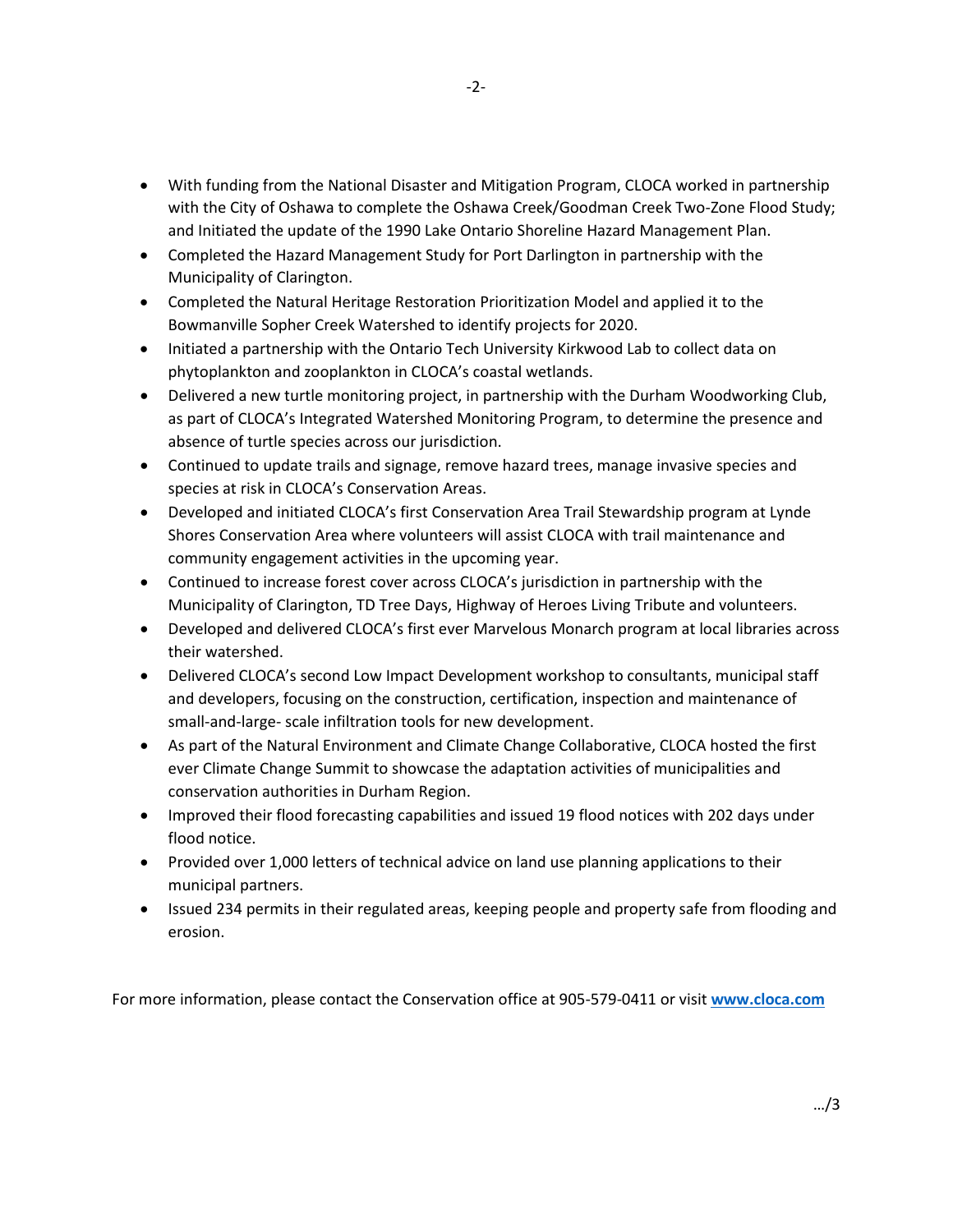- With funding from the National Disaster and Mitigation Program, CLOCA worked in partnership with the City of Oshawa to complete the Oshawa Creek/Goodman Creek Two-Zone Flood Study; and Initiated the update of the 1990 Lake Ontario Shoreline Hazard Management Plan.
- Completed the Hazard Management Study for Port Darlington in partnership with the Municipality of Clarington.
- Completed the Natural Heritage Restoration Prioritization Model and applied it to the Bowmanville Sopher Creek Watershed to identify projects for 2020.
- Initiated a partnership with the Ontario Tech University Kirkwood Lab to collect data on phytoplankton and zooplankton in CLOCA's coastal wetlands.
- Delivered a new turtle monitoring project, in partnership with the Durham Woodworking Club, as part of CLOCA's Integrated Watershed Monitoring Program, to determine the presence and absence of turtle species across our jurisdiction.
- Continued to update trails and signage, remove hazard trees, manage invasive species and species at risk in CLOCA's Conservation Areas.
- Developed and initiated CLOCA's first Conservation Area Trail Stewardship program at Lynde Shores Conservation Area where volunteers will assist CLOCA with trail maintenance and community engagement activities in the upcoming year.
- Continued to increase forest cover across CLOCA's jurisdiction in partnership with the Municipality of Clarington, TD Tree Days, Highway of Heroes Living Tribute and volunteers.
- Developed and delivered CLOCA's first ever Marvelous Monarch program at local libraries across their watershed.
- Delivered CLOCA's second Low Impact Development workshop to consultants, municipal staff and developers, focusing on the construction, certification, inspection and maintenance of small-and-large- scale infiltration tools for new development.
- As part of the Natural Environment and Climate Change Collaborative, CLOCA hosted the first ever Climate Change Summit to showcase the adaptation activities of municipalities and conservation authorities in Durham Region.
- Improved their flood forecasting capabilities and issued 19 flood notices with 202 days under flood notice.
- Provided over 1,000 letters of technical advice on land use planning applications to their municipal partners.
- Issued 234 permits in their regulated areas, keeping people and property safe from flooding and erosion.

For more information, please contact the Conservation office at 905-579-0411 or visit **www.cloca.com**

…/3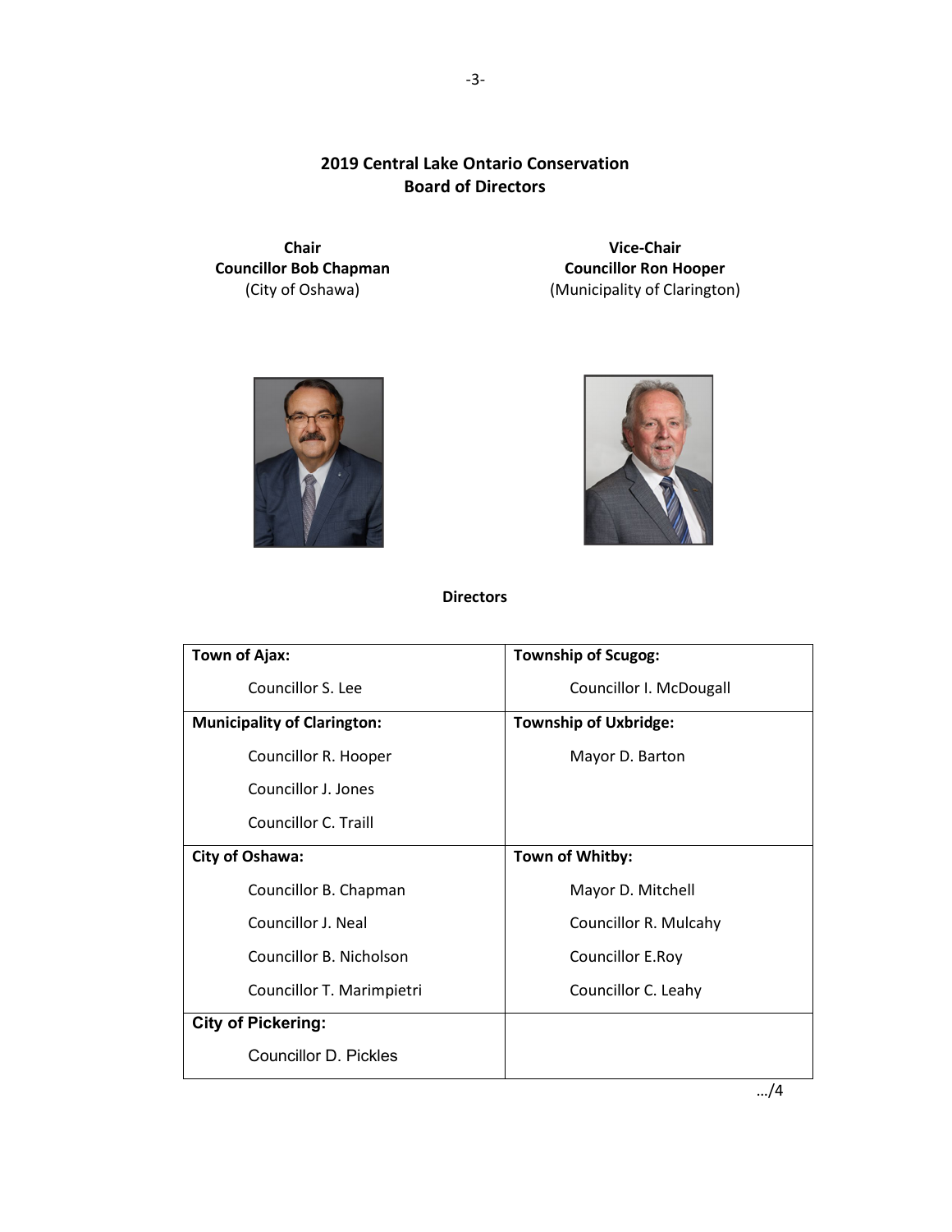## 2019 Central Lake Ontario Conservation Board of Directors

**Chair**
**Councillor Bob Chapman**
(City of Oshawa)

**Vice-Chair**
**Councillor Ron Hooper**
(Municipality of Clarington)

### Directors

| **Town of Ajax:** | **Township of Scugog:** |
|---|---|
| Councillor S. Lee | Councillor I. McDougall |
| **Municipality of Clarington:** | **Township of Uxbridge:** |
| Councillor R. Hooper<br>Councillor J. Jones<br>Councillor C. Traill | Mayor D. Barton |
| **City of Oshawa:** | **Town of Whitby:** |
| Councillor B. Chapman<br>Councillor J. Neal<br>Councillor B. Nicholson<br>Councillor T. Marimpietri | Mayor D. Mitchell<br>Councillor R. Mulcahy<br>Councillor E.Roy<br>Councillor C. Leahy |
| **City of Pickering:** | |
| Councillor D. Pickles | |

…/4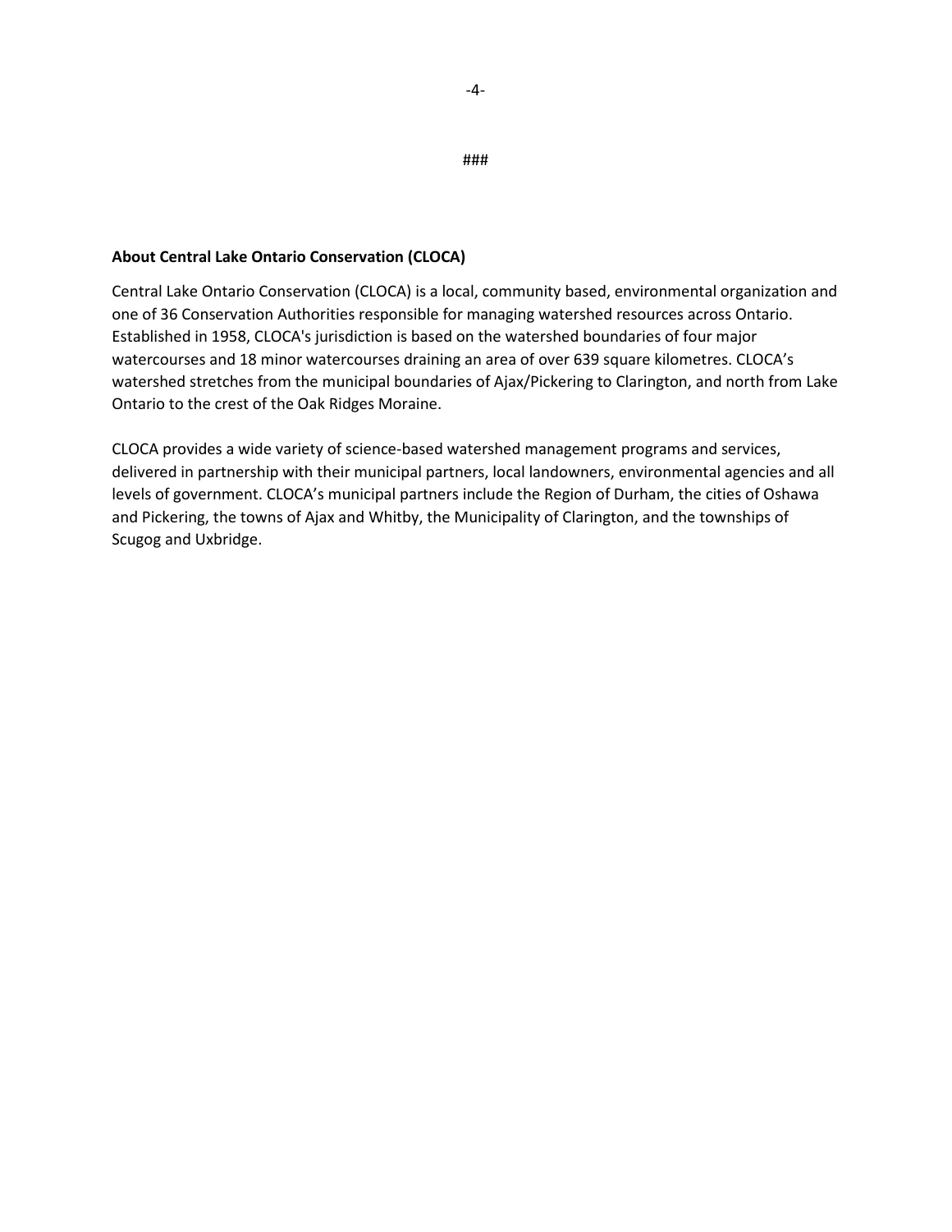###

**About Central Lake Ontario Conservation (CLOCA)**

Central Lake Ontario Conservation (CLOCA) is a local, community based, environmental organization and one of 36 Conservation Authorities responsible for managing watershed resources across Ontario. Established in 1958, CLOCA's jurisdiction is based on the watershed boundaries of four major watercourses and 18 minor watercourses draining an area of over 639 square kilometres. CLOCA's watershed stretches from the municipal boundaries of Ajax/Pickering to Clarington, and north from Lake Ontario to the crest of the Oak Ridges Moraine.

CLOCA provides a wide variety of science-based watershed management programs and services, delivered in partnership with their municipal partners, local landowners, environmental agencies and all levels of government. CLOCA's municipal partners include the Region of Durham, the cities of Oshawa and Pickering, the towns of Ajax and Whitby, the Municipality of Clarington, and the townships of Scugog and Uxbridge.